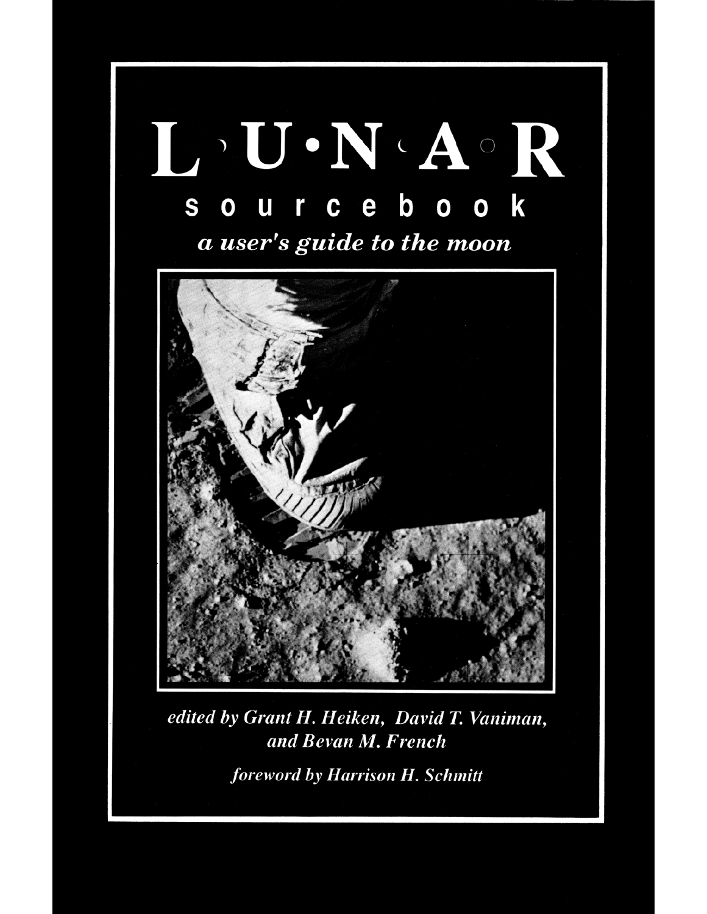# L·U·N·A·R

## sourcebook

### *a user's guide to the moon*

*edited by Grant H. Heiken, David T. Vaniman, and Bevan M. French*

*foreword by Harrison H. Schmitt*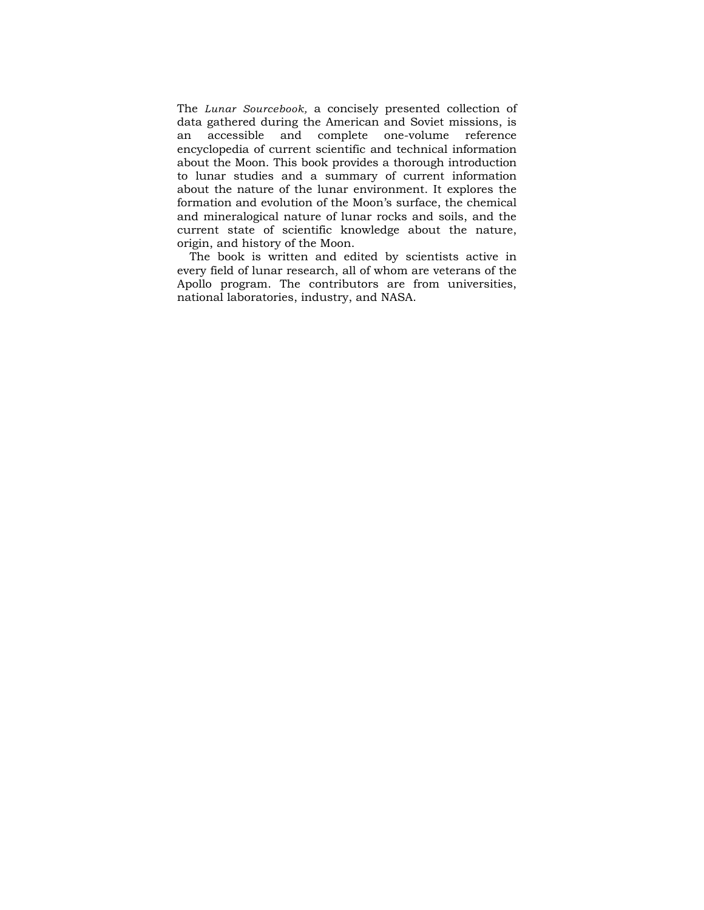The *Lunar Sourcebook,* a concisely presented collection of data gathered during the American and Soviet missions, is an accessible and complete one-volume reference encyclopedia of current scientific and technical information about the Moon. This book provides a thorough introduction to lunar studies and a summary of current information about the nature of the lunar environment. It explores the formation and evolution of the Moon's surface, the chemical and mineralogical nature of lunar rocks and soils, and the current state of scientific knowledge about the nature, origin, and history of the Moon.

The book is written and edited by scientists active in every field of lunar research, all of whom are veterans of the Apollo program. The contributors are from universities, national laboratories, industry, and NASA.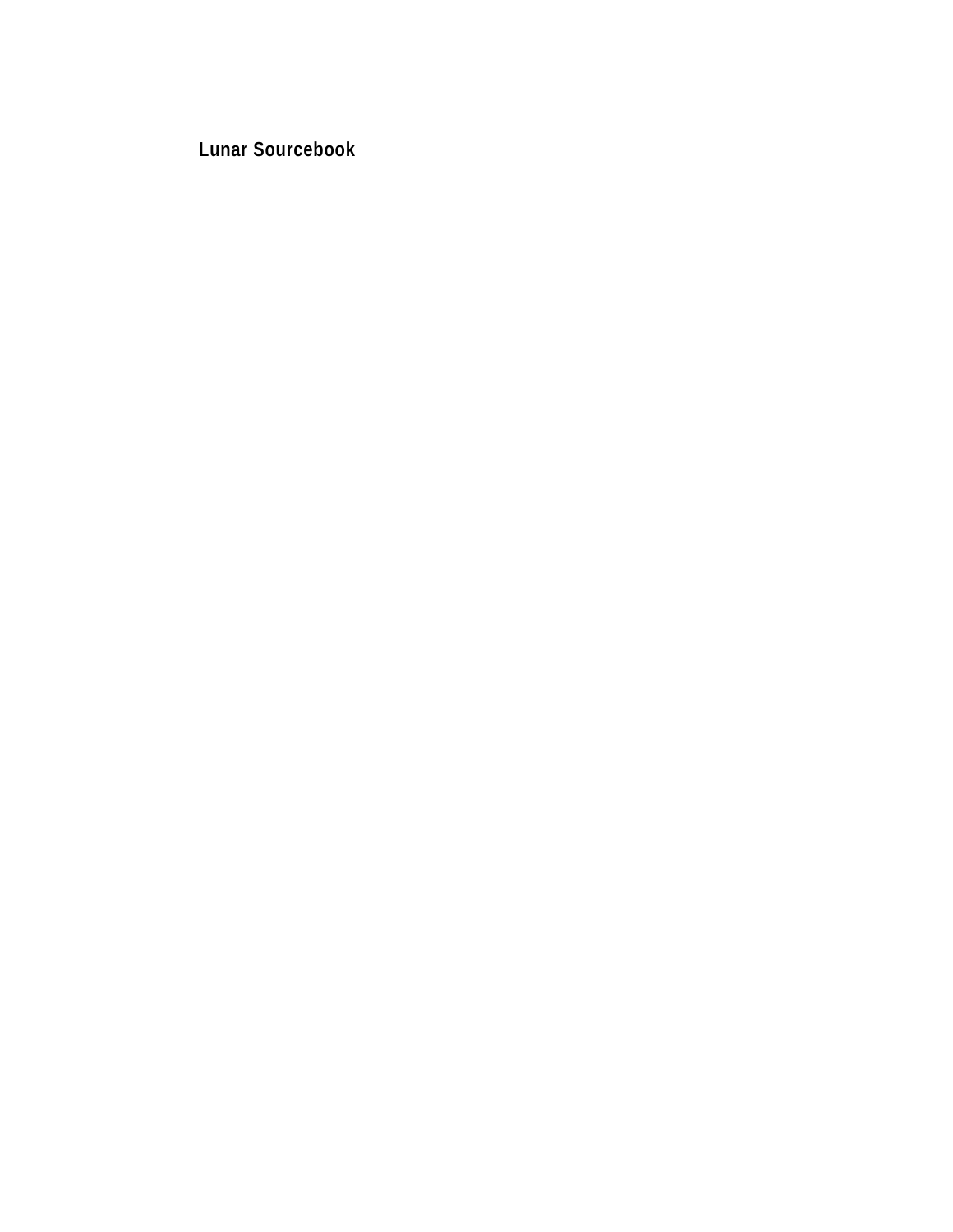**Lunar Sourcebook**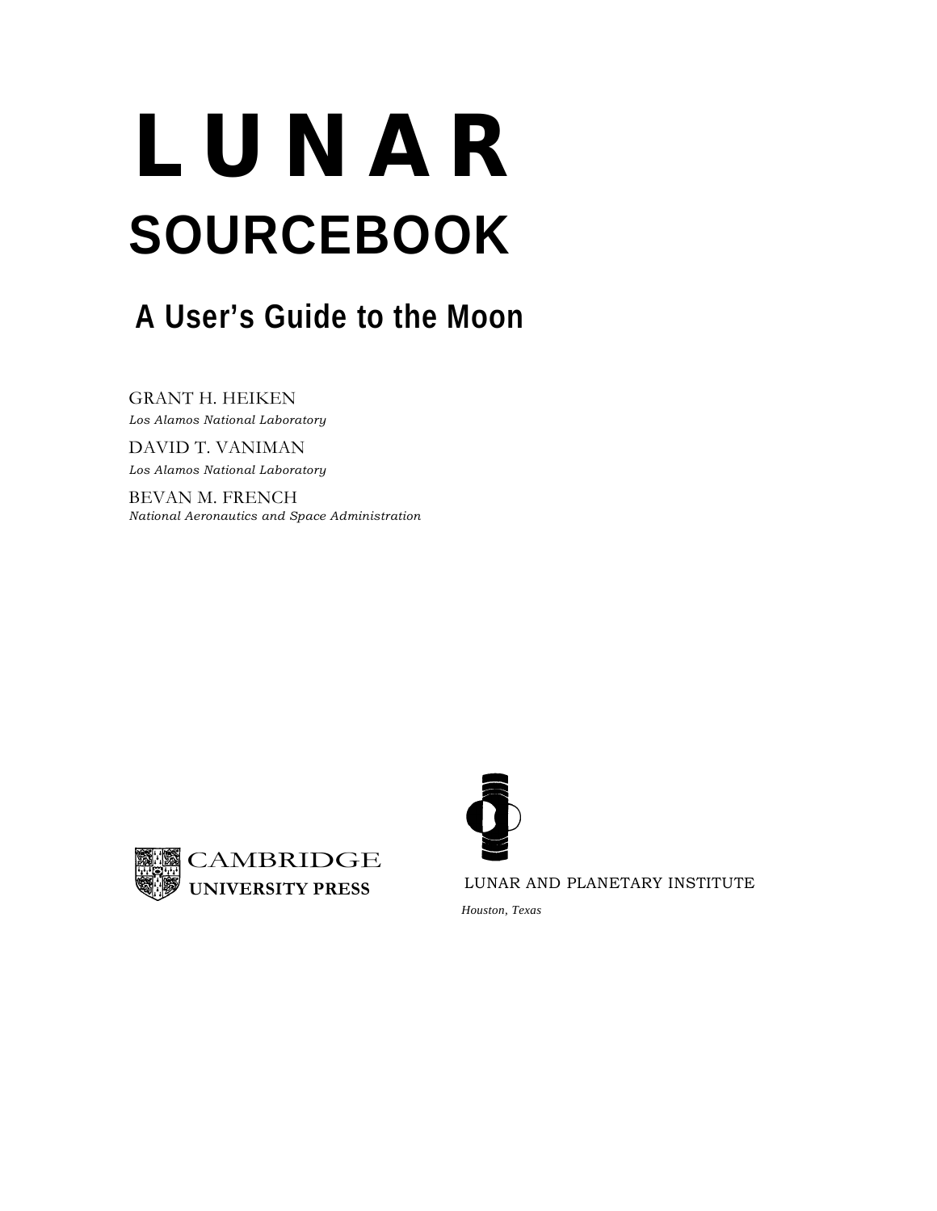# LUNAR SOURCEBOOK

## A User's Guide to the Moon

GRANT H. HEIKEN
*Los Alamos National Laboratory*

DAVID T. VANIMAN
*Los Alamos National Laboratory*

BEVAN M. FRENCH
*National Aeronautics and Space Administration*

CAMBRIDGE
**UNIVERSITY PRESS**

LUNAR AND PLANETARY INSTITUTE
*Houston, Texas*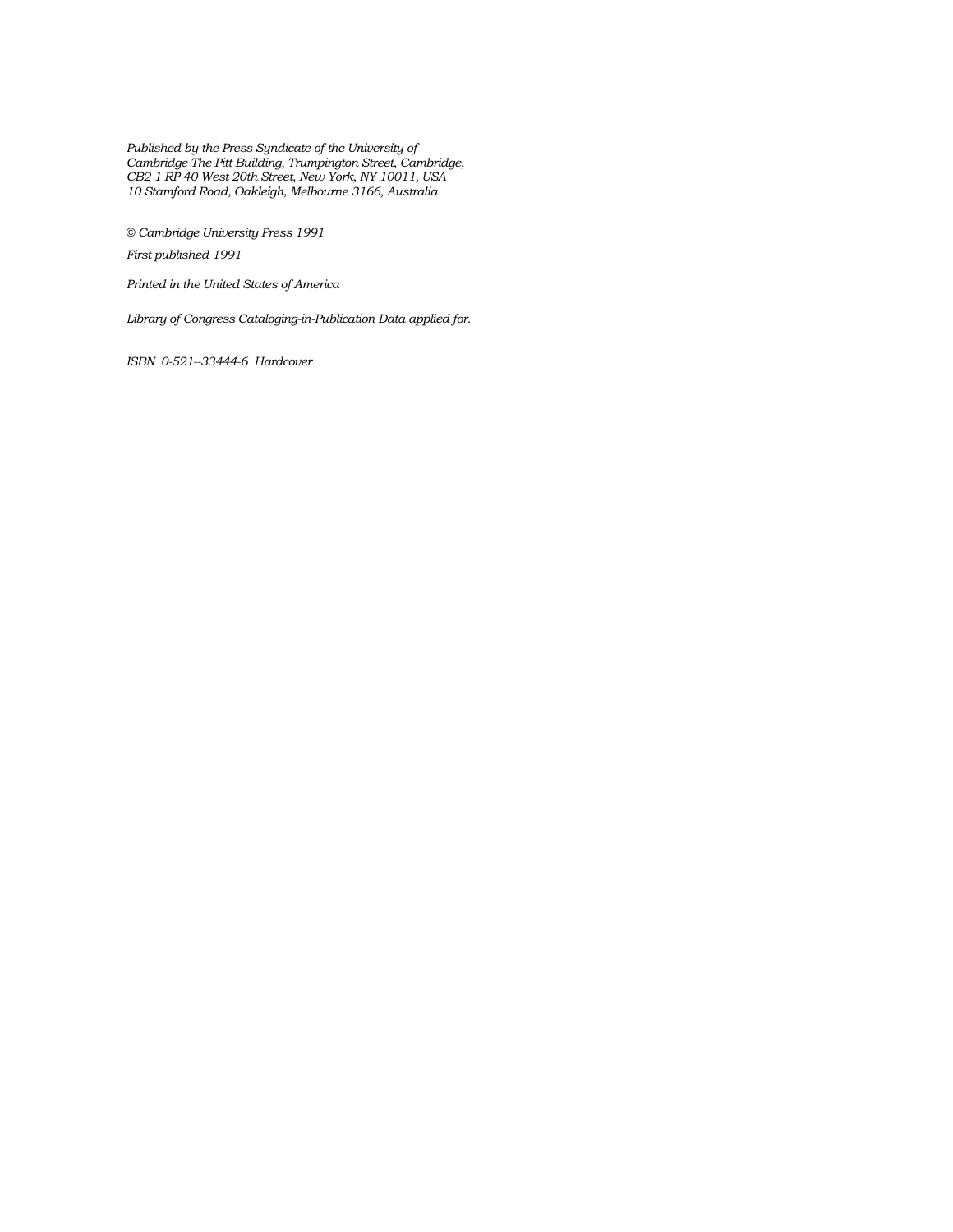*Published by the Press Syndicate of the University of Cambridge The Pitt Building, Trumpington Street, Cambridge, CB2 1 RP 40 West 20th Street, New York, NY 10011, USA 10 Stamford Road, Oakleigh, Melbourne 3166, Australia*

*© Cambridge University Press 1991*

*First published 1991*

*Printed in the United States of America*

*Library of Congress Cataloging-in-Publication Data applied for.*

*ISBN 0-521--33444-6 Hardcover*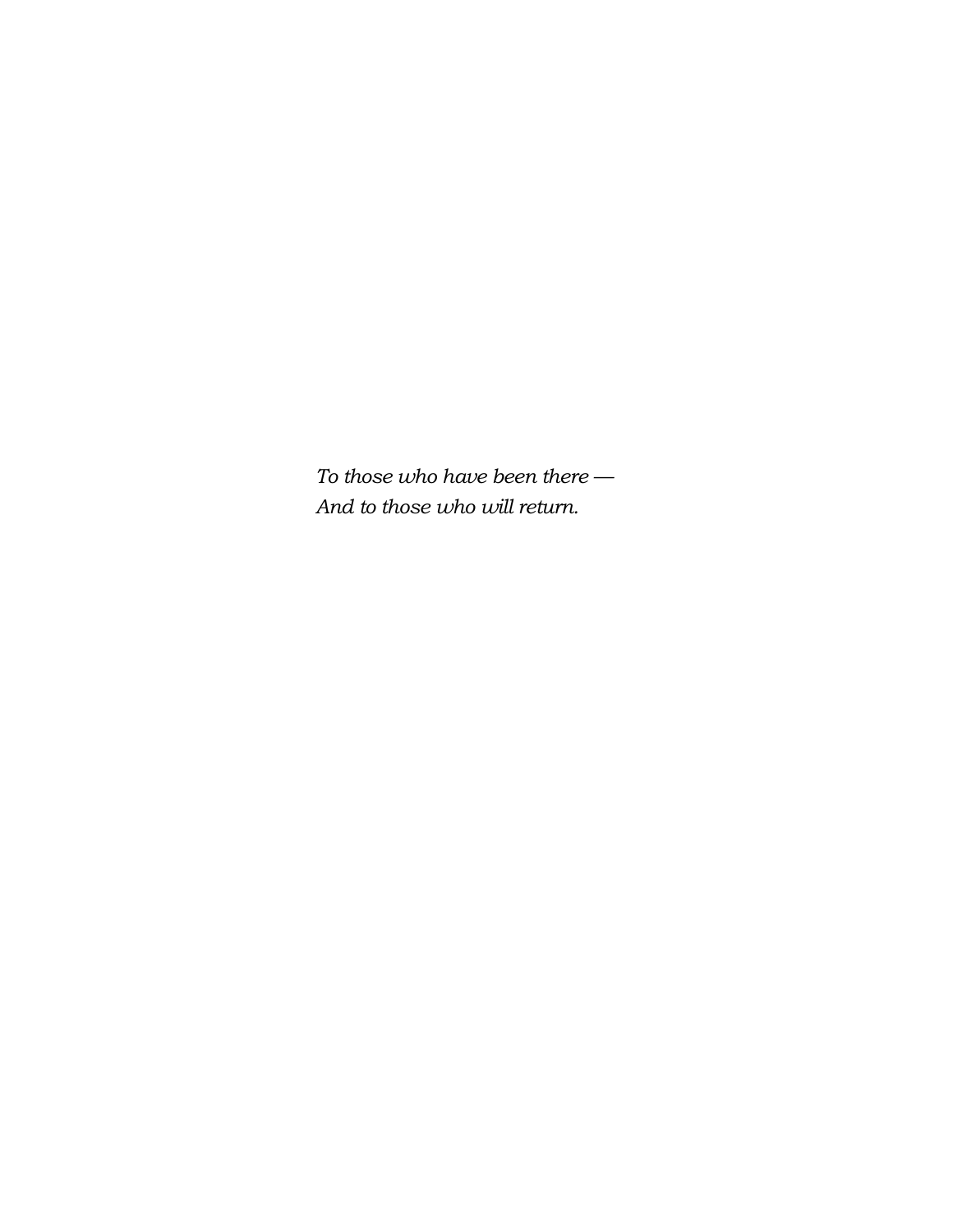*To those who have been there —*
*And to those who will return.*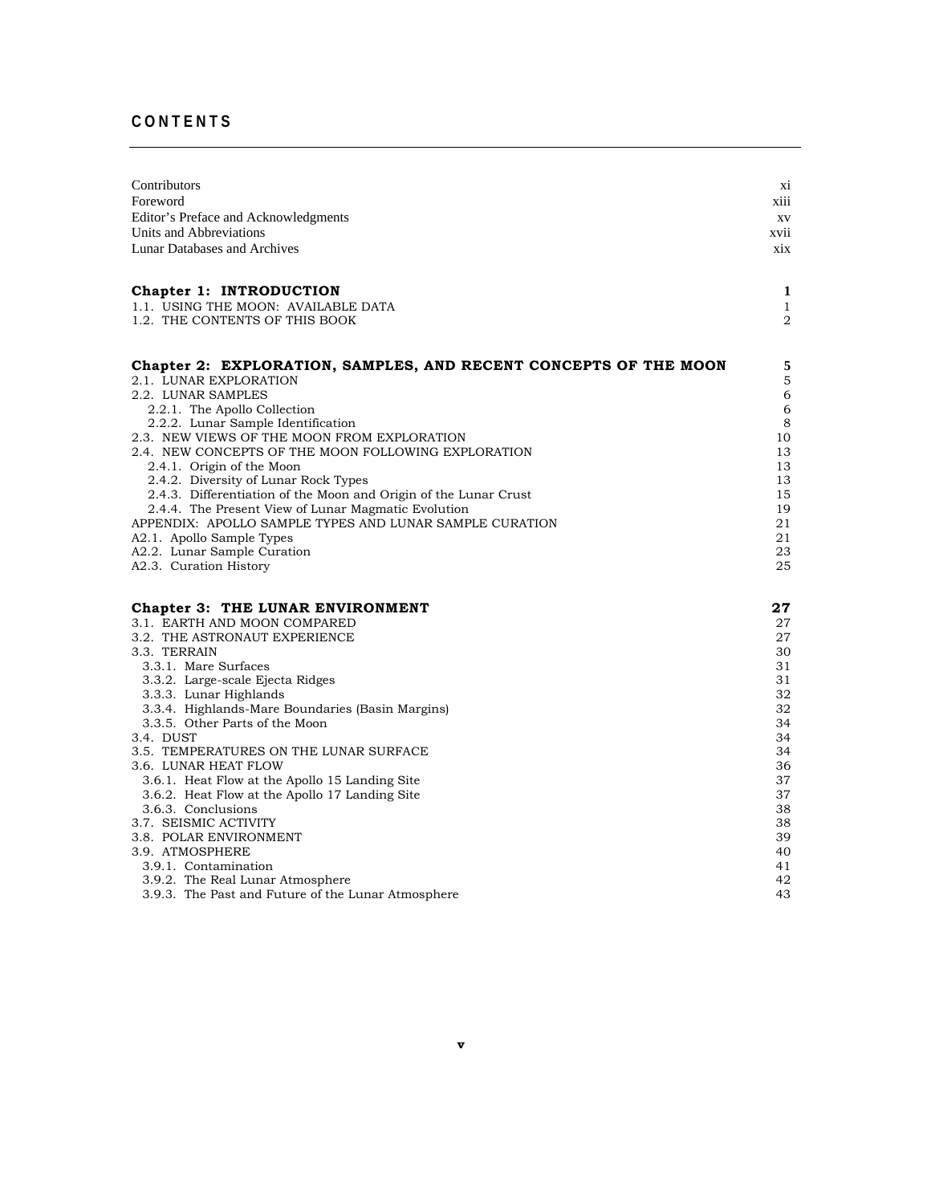# CONTENTS

| | |
|---|---|
| Contributors | xi |
| Foreword | xiii |
| Editor's Preface and Acknowledgments | xv |
| Units and Abbreviations | xvii |
| Lunar Databases and Archives | xix |
| | |
| **Chapter 1: INTRODUCTION** | **1** |
| 1.1. USING THE MOON: AVAILABLE DATA | 1 |
| 1.2. THE CONTENTS OF THIS BOOK | 2 |
| | |
| **Chapter 2: EXPLORATION, SAMPLES, AND RECENT CONCEPTS OF THE MOON** | **5** |
| 2.1. LUNAR EXPLORATION | 5 |
| 2.2. LUNAR SAMPLES | 6 |
| 2.2.1. The Apollo Collection | 6 |
| 2.2.2. Lunar Sample Identification | 8 |
| 2.3. NEW VIEWS OF THE MOON FROM EXPLORATION | 10 |
| 2.4. NEW CONCEPTS OF THE MOON FOLLOWING EXPLORATION | 13 |
| 2.4.1. Origin of the Moon | 13 |
| 2.4.2. Diversity of Lunar Rock Types | 13 |
| 2.4.3. Differentiation of the Moon and Origin of the Lunar Crust | 15 |
| 2.4.4. The Present View of Lunar Magmatic Evolution | 19 |
| APPENDIX: APOLLO SAMPLE TYPES AND LUNAR SAMPLE CURATION | 21 |
| A2.1. Apollo Sample Types | 21 |
| A2.2. Lunar Sample Curation | 23 |
| A2.3. Curation History | 25 |
| | |
| **Chapter 3: THE LUNAR ENVIRONMENT** | **27** |
| 3.1. EARTH AND MOON COMPARED | 27 |
| 3.2. THE ASTRONAUT EXPERIENCE | 27 |
| 3.3. TERRAIN | 30 |
| 3.3.1. Mare Surfaces | 31 |
| 3.3.2. Large-scale Ejecta Ridges | 31 |
| 3.3.3. Lunar Highlands | 32 |
| 3.3.4. Highlands-Mare Boundaries (Basin Margins) | 32 |
| 3.3.5. Other Parts of the Moon | 34 |
| 3.4. DUST | 34 |
| 3.5. TEMPERATURES ON THE LUNAR SURFACE | 34 |
| 3.6. LUNAR HEAT FLOW | 36 |
| 3.6.1. Heat Flow at the Apollo 15 Landing Site | 37 |
| 3.6.2. Heat Flow at the Apollo 17 Landing Site | 37 |
| 3.6.3. Conclusions | 38 |
| 3.7. SEISMIC ACTIVITY | 38 |
| 3.8. POLAR ENVIRONMENT | 39 |
| 3.9. ATMOSPHERE | 40 |
| 3.9.1. Contamination | 41 |
| 3.9.2. The Real Lunar Atmosphere | 42 |
| 3.9.3. The Past and Future of the Lunar Atmosphere | 43 |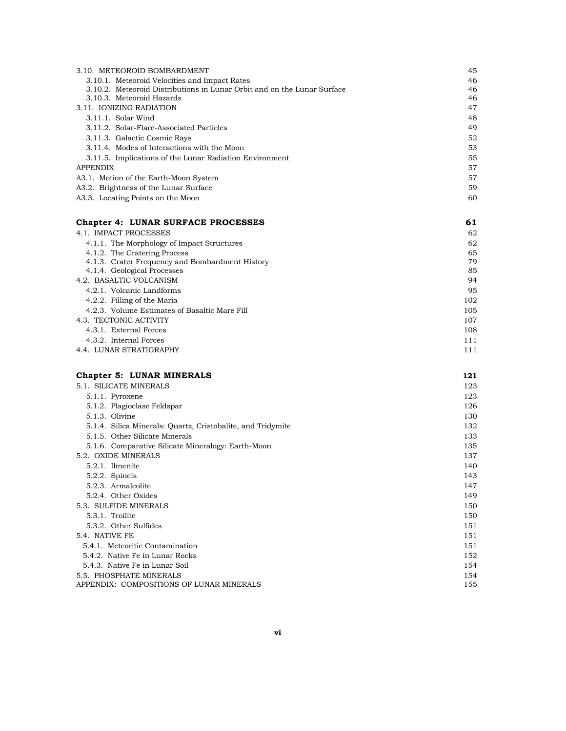| | |
|---|---|
| 3.10. METEOROID BOMBARDMENT | 45 |
| 3.10.1. Meteoroid Velocities and Impact Rates | 46 |
| 3.10.2. Meteoroid Distributions in Lunar Orbit and on the Lunar Surface | 46 |
| 3.10.3. Meteoroid Hazards | 46 |
| 3.11. IONIZING RADIATION | 47 |
| 3.11.1. Solar Wind | 48 |
| 3.11.2. Solar-Flare-Associated Particles | 49 |
| 3.11.3. Galactic Cosmic Rays | 52 |
| 3.11.4. Modes of Interactions with the Moon | 53 |
| 3.11.5. Implications of the Lunar Radiation Environment | 55 |
| APPENDIX | 57 |
| A3.1. Motion of the Earth-Moon System | 57 |
| A3.2. Brightness of the Lunar Surface | 59 |
| A3.3. Locating Points on the Moon | 60 |

| | |
|---|---|
| **Chapter 4: LUNAR SURFACE PROCESSES** | **61** |
| 4.1. IMPACT PROCESSES | 62 |
| 4.1.1. The Morphology of Impact Structures | 62 |
| 4.1.2. The Cratering Process | 65 |
| 4.1.3. Crater Frequency and Bombardment History | 79 |
| 4.1.4. Geological Processes | 85 |
| 4.2. BASALTIC VOLCANISM | 94 |
| 4.2.1. Volcanic Landforms | 95 |
| 4.2.2. Filling of the Maria | 102 |
| 4.2.3. Volume Estimates of Basaltic Mare Fill | 105 |
| 4.3. TECTONIC ACTIVITY | 107 |
| 4.3.1. External Forces | 108 |
| 4.3.2. Internal Forces | 111 |
| 4.4. LUNAR STRATIGRAPHY | 111 |

| | |
|---|---|
| **Chapter 5: LUNAR MINERALS** | **121** |
| 5.1. SILICATE MINERALS | 123 |
| 5.1.1. Pyroxene | 123 |
| 5.1.2. Plagioclase Feldspar | 126 |
| 5.1.3. Olivine | 130 |
| 5.1.4. Silica Minerals: Quartz, Cristobalite, and Tridymite | 132 |
| 5.1.5. Other Silicate Minerals | 133 |
| 5.1.6. Comparative Silicate Mineralogy: Earth-Moon | 135 |
| 5.2. OXIDE MINERALS | 137 |
| 5.2.1. Ilmenite | 140 |
| 5.2.2. Spinels | 143 |
| 5.2.3. Armalcolite | 147 |
| 5.2.4. Other Oxides | 149 |
| 5.3. SULFIDE MINERALS | 150 |
| 5.3.1. Troilite | 150 |
| 5.3.2. Other Sulfides | 151 |
| 5.4. NATIVE FE | 151 |
| 5.4.1. Meteoritic Contamination | 151 |
| 5.4.2. Native Fe in Lunar Rocks | 152 |
| 5.4.3. Native Fe in Lunar Soil | 154 |
| 5.5. PHOSPHATE MINERALS | 154 |
| APPENDIX: COMPOSITIONS OF LUNAR MINERALS | 155 |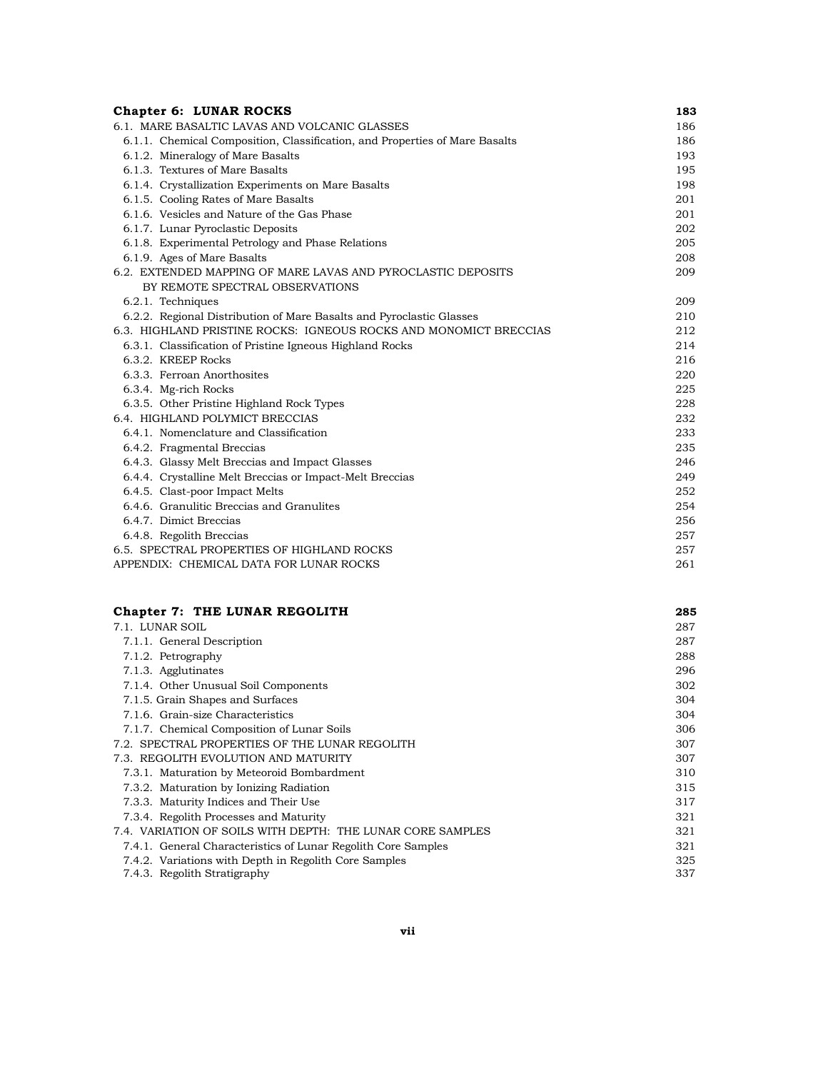| **Chapter 6: LUNAR ROCKS** | **183** |
|---|---|
| 6.1. MARE BASALTIC LAVAS AND VOLCANIC GLASSES | 186 |
| 6.1.1. Chemical Composition, Classification, and Properties of Mare Basalts | 186 |
| 6.1.2. Mineralogy of Mare Basalts | 193 |
| 6.1.3. Textures of Mare Basalts | 195 |
| 6.1.4. Crystallization Experiments on Mare Basalts | 198 |
| 6.1.5. Cooling Rates of Mare Basalts | 201 |
| 6.1.6. Vesicles and Nature of the Gas Phase | 201 |
| 6.1.7. Lunar Pyroclastic Deposits | 202 |
| 6.1.8. Experimental Petrology and Phase Relations | 205 |
| 6.1.9. Ages of Mare Basalts | 208 |
| 6.2. EXTENDED MAPPING OF MARE LAVAS AND PYROCLASTIC DEPOSITS BY REMOTE SPECTRAL OBSERVATIONS | 209 |
| 6.2.1. Techniques | 209 |
| 6.2.2. Regional Distribution of Mare Basalts and Pyroclastic Glasses | 210 |
| 6.3. HIGHLAND PRISTINE ROCKS: IGNEOUS ROCKS AND MONOMICT BRECCIAS | 212 |
| 6.3.1. Classification of Pristine Igneous Highland Rocks | 214 |
| 6.3.2. KREEP Rocks | 216 |
| 6.3.3. Ferroan Anorthosites | 220 |
| 6.3.4. Mg-rich Rocks | 225 |
| 6.3.5. Other Pristine Highland Rock Types | 228 |
| 6.4. HIGHLAND POLYMICT BRECCIAS | 232 |
| 6.4.1. Nomenclature and Classification | 233 |
| 6.4.2. Fragmental Breccias | 235 |
| 6.4.3. Glassy Melt Breccias and Impact Glasses | 246 |
| 6.4.4. Crystalline Melt Breccias or Impact-Melt Breccias | 249 |
| 6.4.5. Clast-poor Impact Melts | 252 |
| 6.4.6. Granulitic Breccias and Granulites | 254 |
| 6.4.7. Dimict Breccias | 256 |
| 6.4.8. Regolith Breccias | 257 |
| 6.5. SPECTRAL PROPERTIES OF HIGHLAND ROCKS | 257 |
| APPENDIX: CHEMICAL DATA FOR LUNAR ROCKS | 261 |

| **Chapter 7: THE LUNAR REGOLITH** | **285** |
|---|---|
| 7.1. LUNAR SOIL | 287 |
| 7.1.1. General Description | 287 |
| 7.1.2. Petrography | 288 |
| 7.1.3. Agglutinates | 296 |
| 7.1.4. Other Unusual Soil Components | 302 |
| 7.1.5. Grain Shapes and Surfaces | 304 |
| 7.1.6. Grain-size Characteristics | 304 |
| 7.1.7. Chemical Composition of Lunar Soils | 306 |
| 7.2. SPECTRAL PROPERTIES OF THE LUNAR REGOLITH | 307 |
| 7.3. REGOLITH EVOLUTION AND MATURITY | 307 |
| 7.3.1. Maturation by Meteoroid Bombardment | 310 |
| 7.3.2. Maturation by Ionizing Radiation | 315 |
| 7.3.3. Maturity Indices and Their Use | 317 |
| 7.3.4. Regolith Processes and Maturity | 321 |
| 7.4. VARIATION OF SOILS WITH DEPTH: THE LUNAR CORE SAMPLES | 321 |
| 7.4.1. General Characteristics of Lunar Regolith Core Samples | 321 |
| 7.4.2. Variations with Depth in Regolith Core Samples | 325 |
| 7.4.3. Regolith Stratigraphy | 337 |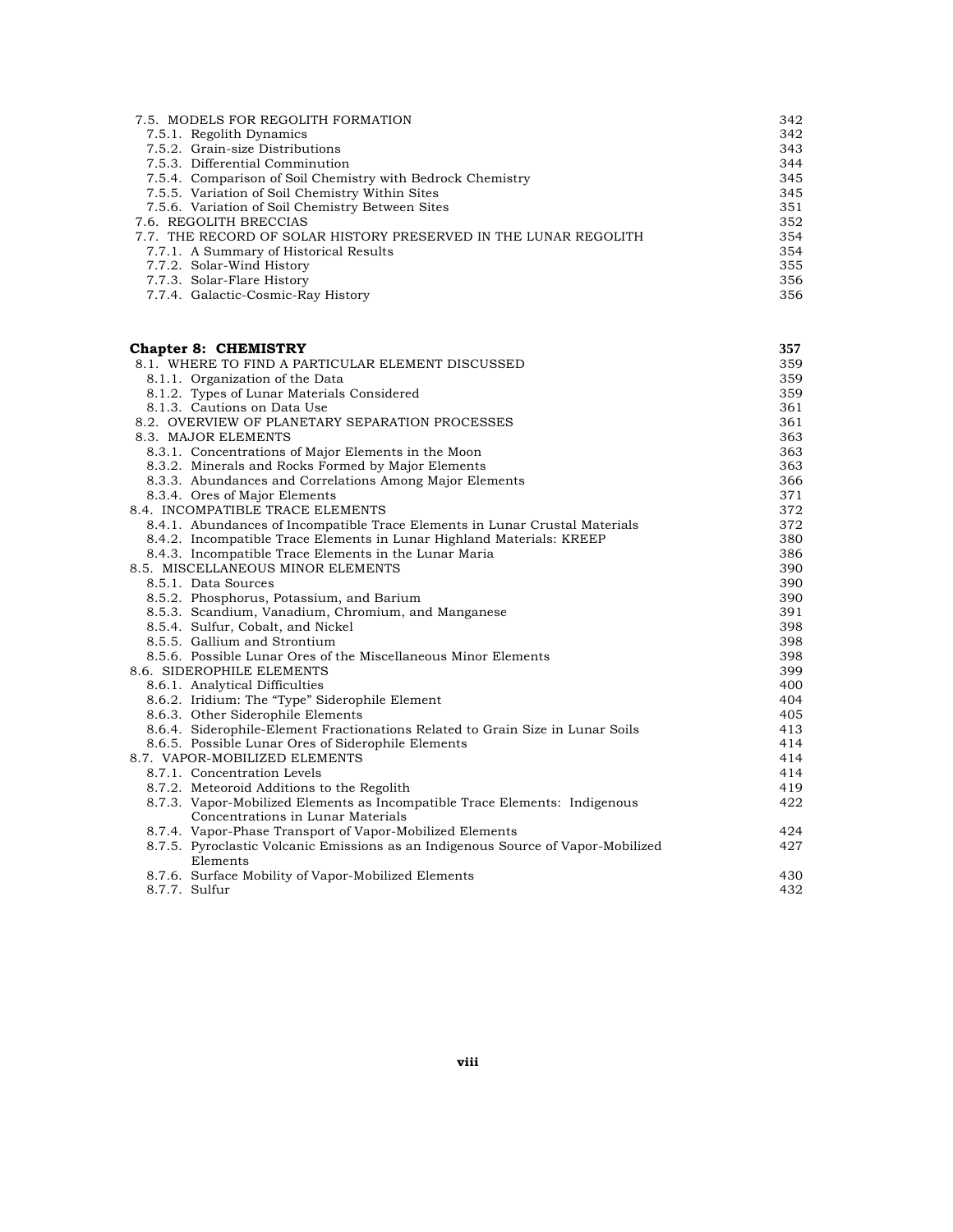| | |
|---|---|
| 7.5. MODELS FOR REGOLITH FORMATION | 342 |
| 7.5.1. Regolith Dynamics | 342 |
| 7.5.2. Grain-size Distributions | 343 |
| 7.5.3. Differential Comminution | 344 |
| 7.5.4. Comparison of Soil Chemistry with Bedrock Chemistry | 345 |
| 7.5.5. Variation of Soil Chemistry Within Sites | 345 |
| 7.5.6. Variation of Soil Chemistry Between Sites | 351 |
| 7.6. REGOLITH BRECCIAS | 352 |
| 7.7. THE RECORD OF SOLAR HISTORY PRESERVED IN THE LUNAR REGOLITH | 354 |
| 7.7.1. A Summary of Historical Results | 354 |
| 7.7.2. Solar-Wind History | 355 |
| 7.7.3. Solar-Flare History | 356 |
| 7.7.4. Galactic-Cosmic-Ray History | 356 |

| | |
|---|---|
| **Chapter 8: CHEMISTRY** | **357** |
| 8.1. WHERE TO FIND A PARTICULAR ELEMENT DISCUSSED | 359 |
| 8.1.1. Organization of the Data | 359 |
| 8.1.2. Types of Lunar Materials Considered | 359 |
| 8.1.3. Cautions on Data Use | 361 |
| 8.2. OVERVIEW OF PLANETARY SEPARATION PROCESSES | 361 |
| 8.3. MAJOR ELEMENTS | 363 |
| 8.3.1. Concentrations of Major Elements in the Moon | 363 |
| 8.3.2. Minerals and Rocks Formed by Major Elements | 363 |
| 8.3.3. Abundances and Correlations Among Major Elements | 366 |
| 8.3.4. Ores of Major Elements | 371 |
| 8.4. INCOMPATIBLE TRACE ELEMENTS | 372 |
| 8.4.1. Abundances of Incompatible Trace Elements in Lunar Crustal Materials | 372 |
| 8.4.2. Incompatible Trace Elements in Lunar Highland Materials: KREEP | 380 |
| 8.4.3. Incompatible Trace Elements in the Lunar Maria | 386 |
| 8.5. MISCELLANEOUS MINOR ELEMENTS | 390 |
| 8.5.1. Data Sources | 390 |
| 8.5.2. Phosphorus, Potassium, and Barium | 390 |
| 8.5.3. Scandium, Vanadium, Chromium, and Manganese | 391 |
| 8.5.4. Sulfur, Cobalt, and Nickel | 398 |
| 8.5.5. Gallium and Strontium | 398 |
| 8.5.6. Possible Lunar Ores of the Miscellaneous Minor Elements | 398 |
| 8.6. SIDEROPHILE ELEMENTS | 399 |
| 8.6.1. Analytical Difficulties | 400 |
| 8.6.2. Iridium: The "Type" Siderophile Element | 404 |
| 8.6.3. Other Siderophile Elements | 405 |
| 8.6.4. Siderophile-Element Fractionations Related to Grain Size in Lunar Soils | 413 |
| 8.6.5. Possible Lunar Ores of Siderophile Elements | 414 |
| 8.7. VAPOR-MOBILIZED ELEMENTS | 414 |
| 8.7.1. Concentration Levels | 414 |
| 8.7.2. Meteoroid Additions to the Regolith | 419 |
| 8.7.3. Vapor-Mobilized Elements as Incompatible Trace Elements: Indigenous Concentrations in Lunar Materials | 422 |
| 8.7.4. Vapor-Phase Transport of Vapor-Mobilized Elements | 424 |
| 8.7.5. Pyroclastic Volcanic Emissions as an Indigenous Source of Vapor-Mobilized Elements | 427 |
| 8.7.6. Surface Mobility of Vapor-Mobilized Elements | 430 |
| 8.7.7. Sulfur | 432 |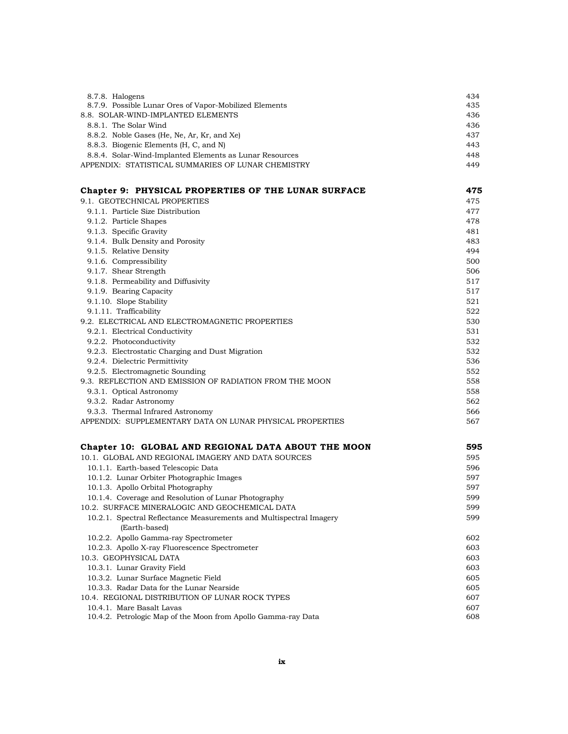| | |
|---|---|
| 8.7.8. Halogens | 434 |
| 8.7.9. Possible Lunar Ores of Vapor-Mobilized Elements | 435 |
| 8.8. SOLAR-WIND-IMPLANTED ELEMENTS | 436 |
| 8.8.1. The Solar Wind | 436 |
| 8.8.2. Noble Gases (He, Ne, Ar, Kr, and Xe) | 437 |
| 8.8.3. Biogenic Elements (H, C, and N) | 443 |
| 8.8.4. Solar-Wind-Implanted Elements as Lunar Resources | 448 |
| APPENDIX: STATISTICAL SUMMARIES OF LUNAR CHEMISTRY | 449 |

| | |
|---|---|
| **Chapter 9: PHYSICAL PROPERTIES OF THE LUNAR SURFACE** | **475** |
| 9.1. GEOTECHNICAL PROPERTIES | 475 |
| 9.1.1. Particle Size Distribution | 477 |
| 9.1.2. Particle Shapes | 478 |
| 9.1.3. Specific Gravity | 481 |
| 9.1.4. Bulk Density and Porosity | 483 |
| 9.1.5. Relative Density | 494 |
| 9.1.6. Compressibility | 500 |
| 9.1.7. Shear Strength | 506 |
| 9.1.8. Permeability and Diffusivity | 517 |
| 9.1.9. Bearing Capacity | 517 |
| 9.1.10. Slope Stability | 521 |
| 9.1.11. Trafficability | 522 |
| 9.2. ELECTRICAL AND ELECTROMAGNETIC PROPERTIES | 530 |
| 9.2.1. Electrical Conductivity | 531 |
| 9.2.2. Photoconductivity | 532 |
| 9.2.3. Electrostatic Charging and Dust Migration | 532 |
| 9.2.4. Dielectric Permittivity | 536 |
| 9.2.5. Electromagnetic Sounding | 552 |
| 9.3. REFLECTION AND EMISSION OF RADIATION FROM THE MOON | 558 |
| 9.3.1. Optical Astronomy | 558 |
| 9.3.2. Radar Astronomy | 562 |
| 9.3.3. Thermal Infrared Astronomy | 566 |
| APPENDIX: SUPPLEMENTARY DATA ON LUNAR PHYSICAL PROPERTIES | 567 |

| | |
|---|---|
| **Chapter 10: GLOBAL AND REGIONAL DATA ABOUT THE MOON** | **595** |
| 10.1. GLOBAL AND REGIONAL IMAGERY AND DATA SOURCES | 595 |
| 10.1.1. Earth-based Telescopic Data | 596 |
| 10.1.2. Lunar Orbiter Photographic Images | 597 |
| 10.1.3. Apollo Orbital Photography | 597 |
| 10.1.4. Coverage and Resolution of Lunar Photography | 599 |
| 10.2. SURFACE MINERALOGIC AND GEOCHEMICAL DATA | 599 |
| 10.2.1. Spectral Reflectance Measurements and Multispectral Imagery (Earth-based) | 599 |
| 10.2.2. Apollo Gamma-ray Spectrometer | 602 |
| 10.2.3. Apollo X-ray Fluorescence Spectrometer | 603 |
| 10.3. GEOPHYSICAL DATA | 603 |
| 10.3.1. Lunar Gravity Field | 603 |
| 10.3.2. Lunar Surface Magnetic Field | 605 |
| 10.3.3. Radar Data for the Lunar Nearside | 605 |
| 10.4. REGIONAL DISTRIBUTION OF LUNAR ROCK TYPES | 607 |
| 10.4.1. Mare Basalt Lavas | 607 |
| 10.4.2. Petrologic Map of the Moon from Apollo Gamma-ray Data | 608 |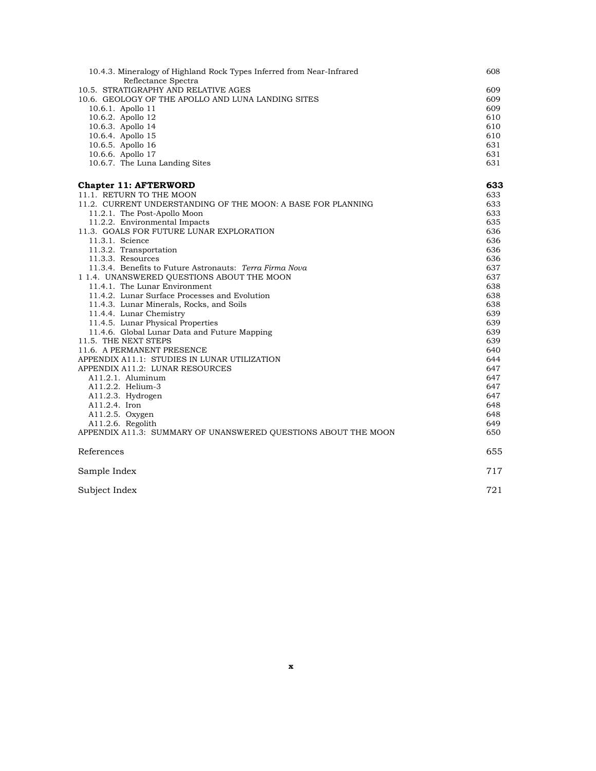| | |
|---|---|
| 10.4.3. Mineralogy of Highland Rock Types Inferred from Near-Infrared Reflectance Spectra | 608 |
| 10.5. STRATIGRAPHY AND RELATIVE AGES | 609 |
| 10.6. GEOLOGY OF THE APOLLO AND LUNA LANDING SITES | 609 |
| 10.6.1. Apollo 11 | 609 |
| 10.6.2. Apollo 12 | 610 |
| 10.6.3. Apollo 14 | 610 |
| 10.6.4. Apollo 15 | 610 |
| 10.6.5. Apollo 16 | 631 |
| 10.6.6. Apollo 17 | 631 |
| 10.6.7. The Luna Landing Sites | 631 |
| **Chapter 11: AFTERWORD** | **633** |
| 11.1. RETURN TO THE MOON | 633 |
| 11.2. CURRENT UNDERSTANDING OF THE MOON: A BASE FOR PLANNING | 633 |
| 11.2.1. The Post-Apollo Moon | 633 |
| 11.2.2. Environmental Impacts | 635 |
| 11.3. GOALS FOR FUTURE LUNAR EXPLORATION | 636 |
| 11.3.1. Science | 636 |
| 11.3.2. Transportation | 636 |
| 11.3.3. Resources | 636 |
| 11.3.4. Benefits to Future Astronauts: *Terra Firma Nova* | 637 |
| 1 1.4. UNANSWERED QUESTIONS ABOUT THE MOON | 637 |
| 11.4.1. The Lunar Environment | 638 |
| 11.4.2. Lunar Surface Processes and Evolution | 638 |
| 11.4.3. Lunar Minerals, Rocks, and Soils | 638 |
| 11.4.4. Lunar Chemistry | 639 |
| 11.4.5. Lunar Physical Properties | 639 |
| 11.4.6. Global Lunar Data and Future Mapping | 639 |
| 11.5. THE NEXT STEPS | 639 |
| 11.6. A PERMANENT PRESENCE | 640 |
| APPENDIX A11.1: STUDIES IN LUNAR UTILIZATION | 644 |
| APPENDIX A11.2: LUNAR RESOURCES | 647 |
| A11.2.1. Aluminum | 647 |
| A11.2.2. Helium-3 | 647 |
| A11.2.3. Hydrogen | 647 |
| A11.2.4. Iron | 648 |
| A11.2.5. Oxygen | 648 |
| A11.2.6. Regolith | 649 |
| APPENDIX A11.3: SUMMARY OF UNANSWERED QUESTIONS ABOUT THE MOON | 650 |
| References | 655 |
| Sample Index | 717 |
| Subject Index | 721 |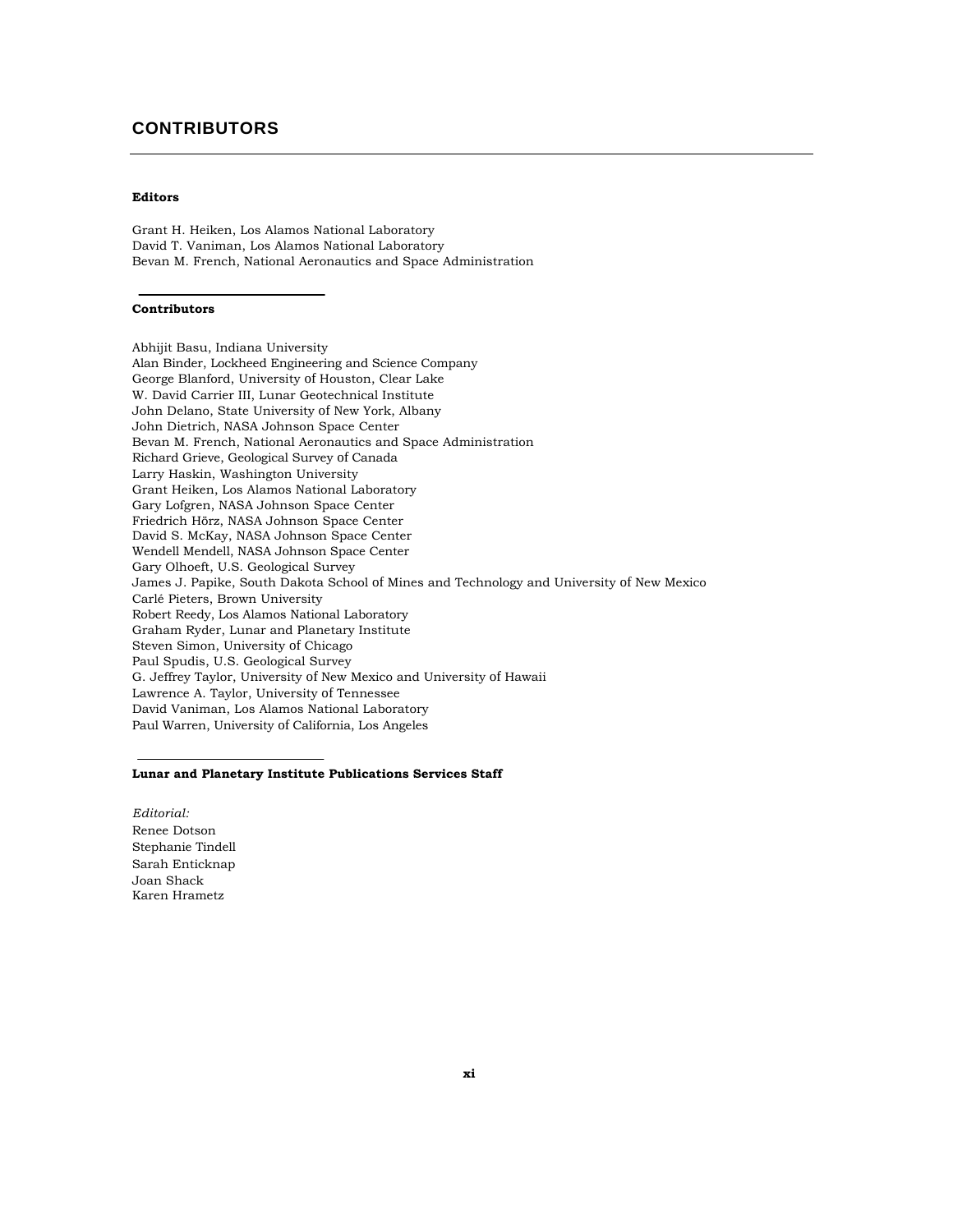# CONTRIBUTORS

**Editors**

Grant H. Heiken, Los Alamos National Laboratory
David T. Vaniman, Los Alamos National Laboratory
Bevan M. French, National Aeronautics and Space Administration

**Contributors**

Abhijit Basu, Indiana University
Alan Binder, Lockheed Engineering and Science Company
George Blanford, University of Houston, Clear Lake
W. David Carrier III, Lunar Geotechnical Institute
John Delano, State University of New York, Albany
John Dietrich, NASA Johnson Space Center
Bevan M. French, National Aeronautics and Space Administration
Richard Grieve, Geological Survey of Canada
Larry Haskin, Washington University
Grant Heiken, Los Alamos National Laboratory
Gary Lofgren, NASA Johnson Space Center
Friedrich Hörz, NASA Johnson Space Center
David S. McKay, NASA Johnson Space Center
Wendell Mendell, NASA Johnson Space Center
Gary Olhoeft, U.S. Geological Survey
James J. Papike, South Dakota School of Mines and Technology and University of New Mexico
Carlé Pieters, Brown University
Robert Reedy, Los Alamos National Laboratory
Graham Ryder, Lunar and Planetary Institute
Steven Simon, University of Chicago
Paul Spudis, U.S. Geological Survey
G. Jeffrey Taylor, University of New Mexico and University of Hawaii
Lawrence A. Taylor, University of Tennessee
David Vaniman, Los Alamos National Laboratory
Paul Warren, University of California, Los Angeles

**Lunar and Planetary Institute Publications Services Staff**

*Editorial:*
Renee Dotson
Stephanie Tindell
Sarah Enticknap
Joan Shack
Karen Hrametz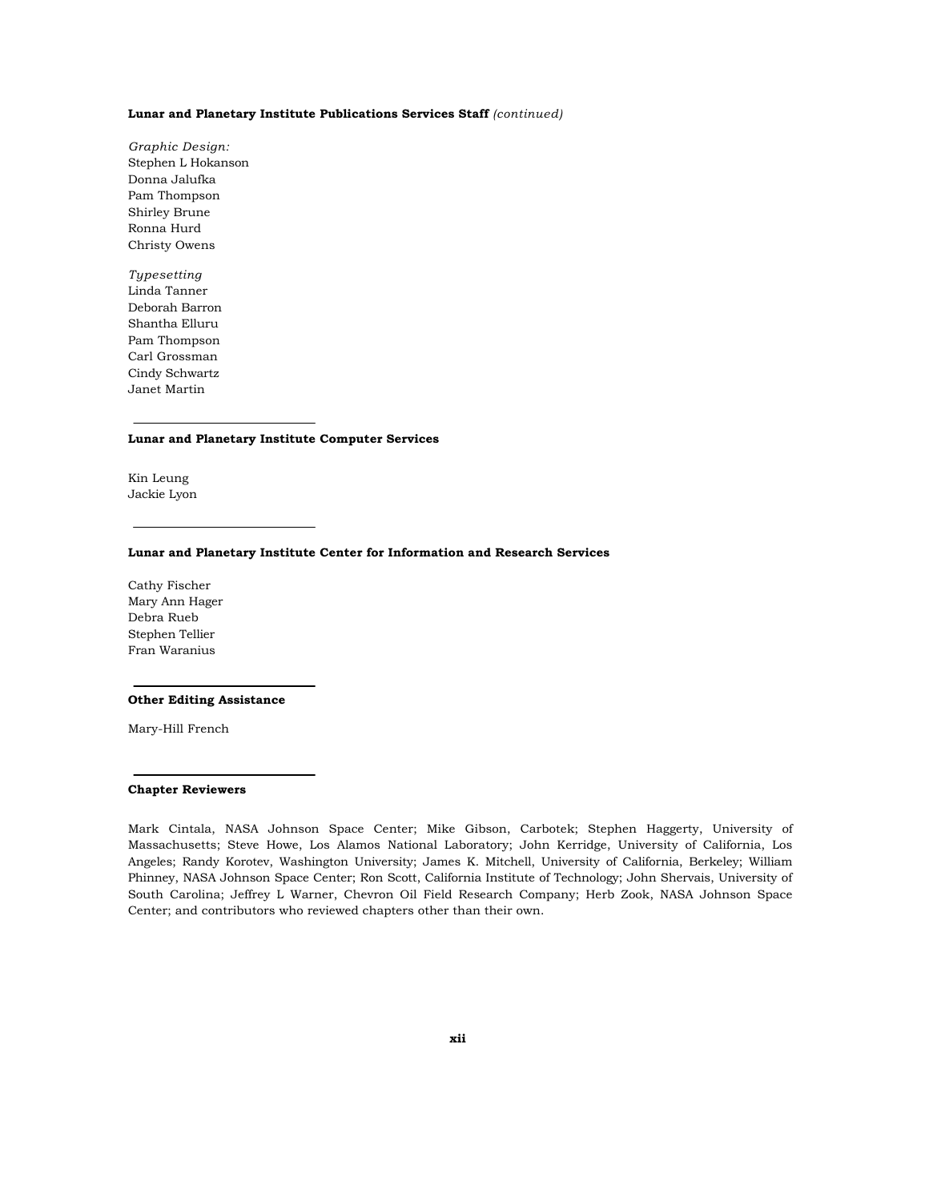**Lunar and Planetary Institute Publications Services Staff** *(continued)*

*Graphic Design:*
Stephen L Hokanson
Donna Jalufka
Pam Thompson
Shirley Brune
Ronna Hurd
Christy Owens

*Typesetting*
Linda Tanner
Deborah Barron
Shantha Elluru
Pam Thompson
Carl Grossman
Cindy Schwartz
Janet Martin

---

**Lunar and Planetary Institute Computer Services**

Kin Leung
Jackie Lyon

---

**Lunar and Planetary Institute Center for Information and Research Services**

Cathy Fischer
Mary Ann Hager
Debra Rueb
Stephen Tellier
Fran Waranius

---

**Other Editing Assistance**

Mary-Hill French

---

**Chapter Reviewers**

Mark Cintala, NASA Johnson Space Center; Mike Gibson, Carbotek; Stephen Haggerty, University of Massachusetts; Steve Howe, Los Alamos National Laboratory; John Kerridge, University of California, Los Angeles; Randy Korotev, Washington University; James K. Mitchell, University of California, Berkeley; William Phinney, NASA Johnson Space Center; Ron Scott, California Institute of Technology; John Shervais, University of South Carolina; Jeffrey L Warner, Chevron Oil Field Research Company; Herb Zook, NASA Johnson Space Center; and contributors who reviewed chapters other than their own.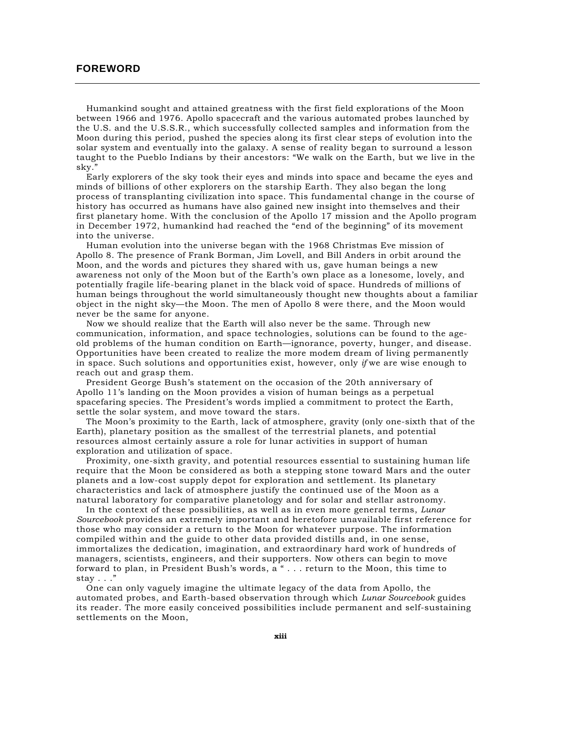## FOREWORD

Humankind sought and attained greatness with the first field explorations of the Moon between 1966 and 1976. Apollo spacecraft and the various automated probes launched by the U.S. and the U.S.S.R., which successfully collected samples and information from the Moon during this period, pushed the species along its first clear steps of evolution into the solar system and eventually into the galaxy. A sense of reality began to surround a lesson taught to the Pueblo Indians by their ancestors: "We walk on the Earth, but we live in the sky."

Early explorers of the sky took their eyes and minds into space and became the eyes and minds of billions of other explorers on the starship Earth. They also began the long process of transplanting civilization into space. This fundamental change in the course of history has occurred as humans have also gained new insight into themselves and their first planetary home. With the conclusion of the Apollo 17 mission and the Apollo program in December 1972, humankind had reached the "end of the beginning" of its movement into the universe.

Human evolution into the universe began with the 1968 Christmas Eve mission of Apollo 8. The presence of Frank Borman, Jim Lovell, and Bill Anders in orbit around the Moon, and the words and pictures they shared with us, gave human beings a new awareness not only of the Moon but of the Earth's own place as a lonesome, lovely, and potentially fragile life-bearing planet in the black void of space. Hundreds of millions of human beings throughout the world simultaneously thought new thoughts about a familiar object in the night sky—the Moon. The men of Apollo 8 were there, and the Moon would never be the same for anyone.

Now we should realize that the Earth will also never be the same. Through new communication, information, and space technologies, solutions can be found to the age-old problems of the human condition on Earth—ignorance, poverty, hunger, and disease. Opportunities have been created to realize the more modem dream of living permanently in space. Such solutions and opportunities exist, however, only *if* we are wise enough to reach out and grasp them.

President George Bush's statement on the occasion of the 20th anniversary of Apollo 11's landing on the Moon provides a vision of human beings as a perpetual spacefaring species. The President's words implied a commitment to protect the Earth, settle the solar system, and move toward the stars.

The Moon's proximity to the Earth, lack of atmosphere, gravity (only one-sixth that of the Earth), planetary position as the smallest of the terrestrial planets, and potential resources almost certainly assure a role for lunar activities in support of human exploration and utilization of space.

Proximity, one-sixth gravity, and potential resources essential to sustaining human life require that the Moon be considered as both a stepping stone toward Mars and the outer planets and a low-cost supply depot for exploration and settlement. Its planetary characteristics and lack of atmosphere justify the continued use of the Moon as a natural laboratory for comparative planetology and for solar and stellar astronomy.

In the context of these possibilities, as well as in even more general terms, *Lunar Sourcebook* provides an extremely important and heretofore unavailable first reference for those who may consider a return to the Moon for whatever purpose. The information compiled within and the guide to other data provided distills and, in one sense, immortalizes the dedication, imagination, and extraordinary hard work of hundreds of managers, scientists, engineers, and their supporters. Now others can begin to move forward to plan, in President Bush's words, a " . . . return to the Moon, this time to stay . . ."

One can only vaguely imagine the ultimate legacy of the data from Apollo, the automated probes, and Earth-based observation through which *Lunar Sourcebook* guides its reader. The more easily conceived possibilities include permanent and self-sustaining settlements on the Moon,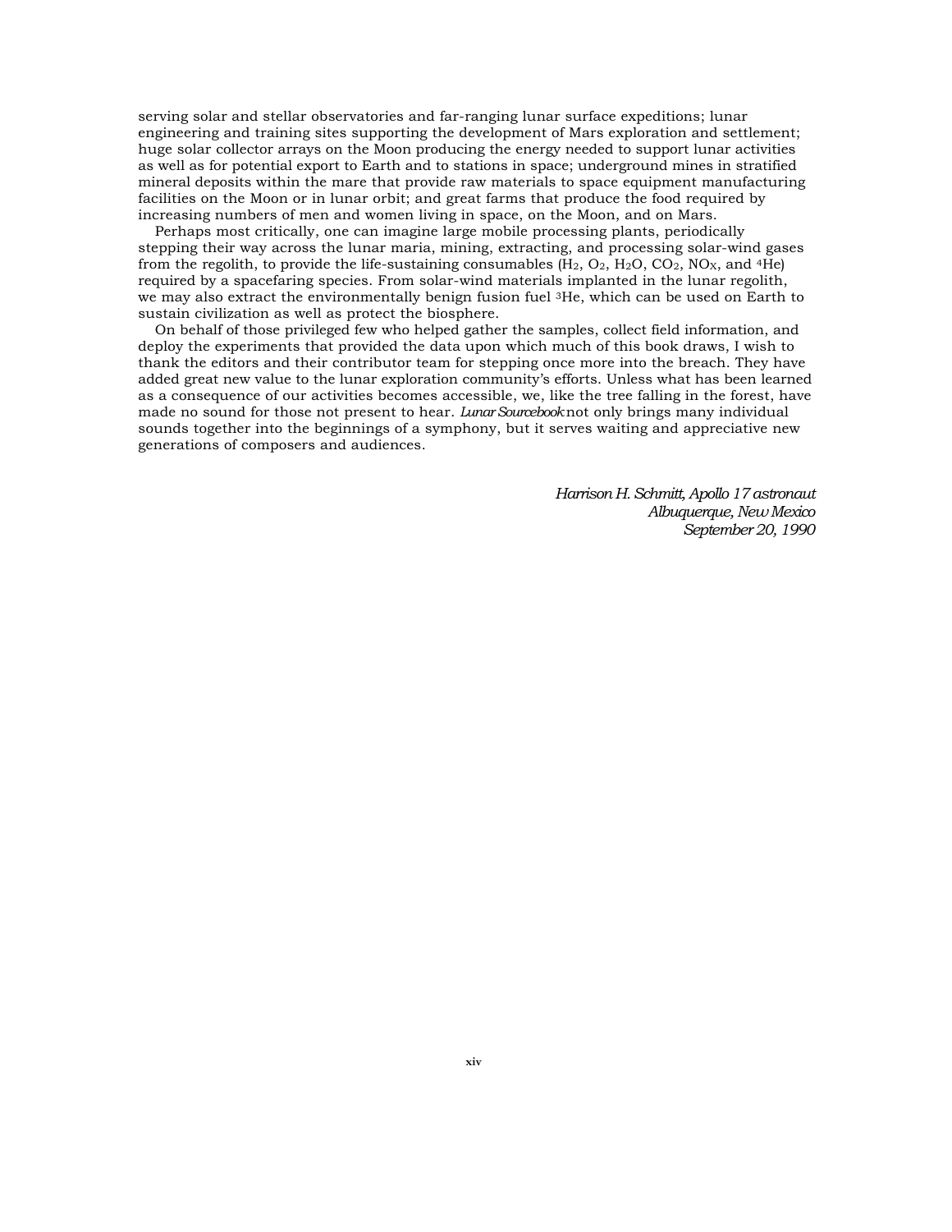serving solar and stellar observatories and far-ranging lunar surface expeditions; lunar engineering and training sites supporting the development of Mars exploration and settlement; huge solar collector arrays on the Moon producing the energy needed to support lunar activities as well as for potential export to Earth and to stations in space; underground mines in stratified mineral deposits within the mare that provide raw materials to space equipment manufacturing facilities on the Moon or in lunar orbit; and great farms that produce the food required by increasing numbers of men and women living in space, on the Moon, and on Mars.

Perhaps most critically, one can imagine large mobile processing plants, periodically stepping their way across the lunar maria, mining, extracting, and processing solar-wind gases from the regolith, to provide the life-sustaining consumables ($H_2$, $O_2$, $H_2O$, $CO_2$, $NO_X$, and $^4He$) required by a spacefaring species. From solar-wind materials implanted in the lunar regolith, we may also extract the environmentally benign fusion fuel $^3He$, which can be used on Earth to sustain civilization as well as protect the biosphere.

On behalf of those privileged few who helped gather the samples, collect field information, and deploy the experiments that provided the data upon which much of this book draws, I wish to thank the editors and their contributor team for stepping once more into the breach. They have added great new value to the lunar exploration community's efforts. Unless what has been learned as a consequence of our activities becomes accessible, we, like the tree falling in the forest, have made no sound for those not present to hear. *Lunar Sourcebook* not only brings many individual sounds together into the beginnings of a symphony, but it serves waiting and appreciative new generations of composers and audiences.

*Harrison H. Schmitt, Apollo 17 astronaut*
*Albuquerque, New Mexico*
*September 20, 1990*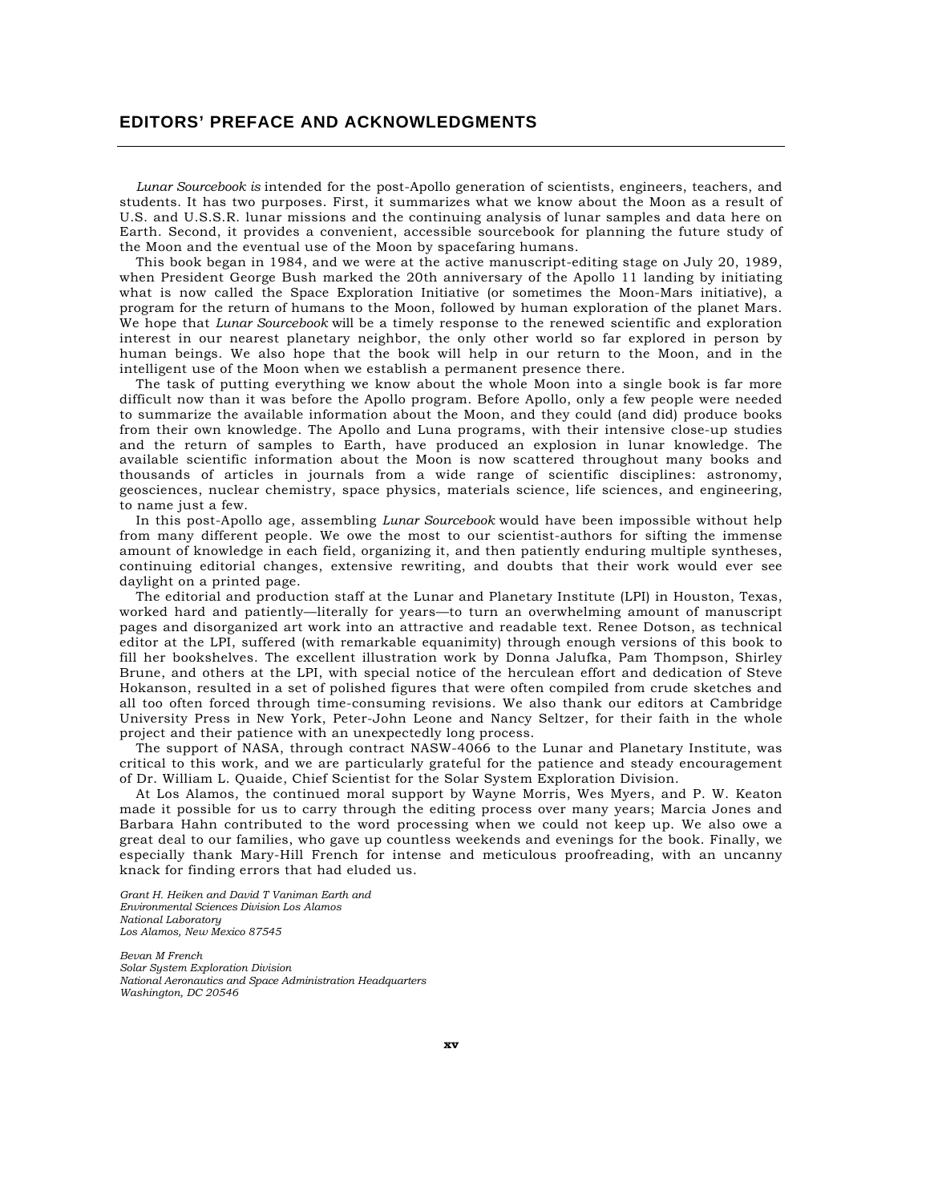## EDITORS' PREFACE AND ACKNOWLEDGMENTS

*Lunar Sourcebook is* intended for the post-Apollo generation of scientists, engineers, teachers, and students. It has two purposes. First, it summarizes what we know about the Moon as a result of U.S. and U.S.S.R. lunar missions and the continuing analysis of lunar samples and data here on Earth. Second, it provides a convenient, accessible sourcebook for planning the future study of the Moon and the eventual use of the Moon by spacefaring humans.

This book began in 1984, and we were at the active manuscript-editing stage on July 20, 1989, when President George Bush marked the 20th anniversary of the Apollo 11 landing by initiating what is now called the Space Exploration Initiative (or sometimes the Moon-Mars initiative), a program for the return of humans to the Moon, followed by human exploration of the planet Mars. We hope that *Lunar Sourcebook* will be a timely response to the renewed scientific and exploration interest in our nearest planetary neighbor, the only other world so far explored in person by human beings. We also hope that the book will help in our return to the Moon, and in the intelligent use of the Moon when we establish a permanent presence there.

The task of putting everything we know about the whole Moon into a single book is far more difficult now than it was before the Apollo program. Before Apollo, only a few people were needed to summarize the available information about the Moon, and they could (and did) produce books from their own knowledge. The Apollo and Luna programs, with their intensive close-up studies and the return of samples to Earth, have produced an explosion in lunar knowledge. The available scientific information about the Moon is now scattered throughout many books and thousands of articles in journals from a wide range of scientific disciplines: astronomy, geosciences, nuclear chemistry, space physics, materials science, life sciences, and engineering, to name just a few.

In this post-Apollo age, assembling *Lunar Sourcebook* would have been impossible without help from many different people. We owe the most to our scientist-authors for sifting the immense amount of knowledge in each field, organizing it, and then patiently enduring multiple syntheses, continuing editorial changes, extensive rewriting, and doubts that their work would ever see daylight on a printed page.

The editorial and production staff at the Lunar and Planetary Institute (LPI) in Houston, Texas, worked hard and patiently—literally for years—to turn an overwhelming amount of manuscript pages and disorganized art work into an attractive and readable text. Renee Dotson, as technical editor at the LPI, suffered (with remarkable equanimity) through enough versions of this book to fill her bookshelves. The excellent illustration work by Donna Jalufka, Pam Thompson, Shirley Brune, and others at the LPI, with special notice of the herculean effort and dedication of Steve Hokanson, resulted in a set of polished figures that were often compiled from crude sketches and all too often forced through time-consuming revisions. We also thank our editors at Cambridge University Press in New York, Peter-John Leone and Nancy Seltzer, for their faith in the whole project and their patience with an unexpectedly long process.

The support of NASA, through contract NASW-4066 to the Lunar and Planetary Institute, was critical to this work, and we are particularly grateful for the patience and steady encouragement of Dr. William L. Quaide, Chief Scientist for the Solar System Exploration Division.

At Los Alamos, the continued moral support by Wayne Morris, Wes Myers, and P. W. Keaton made it possible for us to carry through the editing process over many years; Marcia Jones and Barbara Hahn contributed to the word processing when we could not keep up. We also owe a great deal to our families, who gave up countless weekends and evenings for the book. Finally, we especially thank Mary-Hill French for intense and meticulous proofreading, with an uncanny knack for finding errors that had eluded us.

*Grant H. Heiken and David T Vaniman Earth and*
*Environmental Sciences Division Los Alamos*
*National Laboratory*
*Los Alamos, New Mexico 87545*

*Bevan M French*
*Solar System Exploration Division*
*National Aeronautics and Space Administration Headquarters*
*Washington, DC 20546*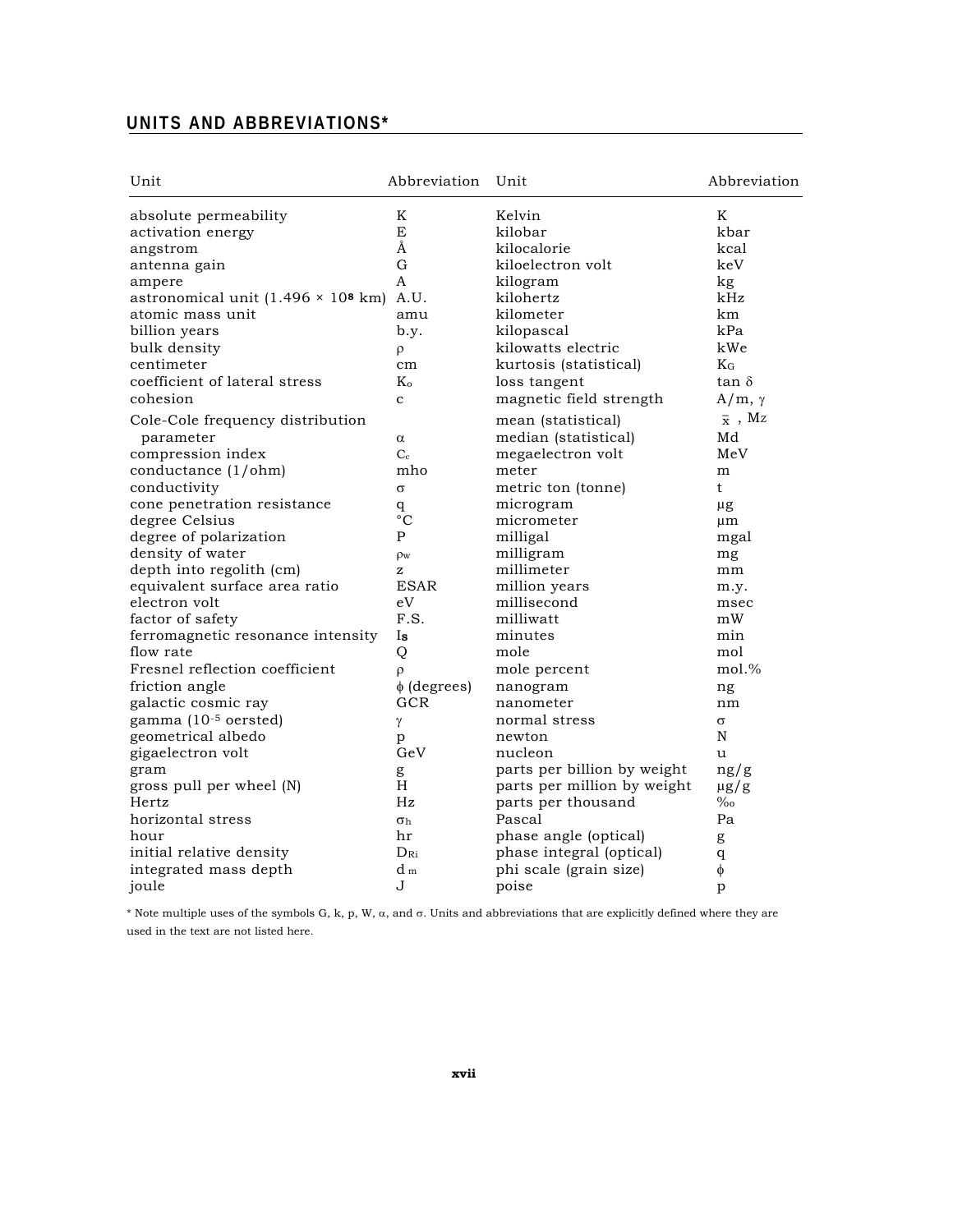## UNITS AND ABBREVIATIONS*

| Unit | Abbreviation | Unit | Abbreviation |
|---|---|---|---|
| absolute permeability | K | Kelvin | K |
| activation energy | E | kilobar | kbar |
| angstrom | Å | kilocalorie | kcal |
| antenna gain | G | kiloelectron volt | keV |
| ampere | A | kilogram | kg |
| astronomical unit ($1.496 \times 10^8$ km) | A.U. | kilohertz | kHz |
| atomic mass unit | amu | kilometer | km |
| billion years | b.y. | kilopascal | kPa |
| bulk density | $\rho$ | kilowatts electric | kWe |
| centimeter | cm | kurtosis (statistical) | $K_G$ |
| coefficient of lateral stress | $K_o$ | loss tangent | $\tan \delta$ |
| cohesion | c | magnetic field strength | A/m, $\gamma$ |
| Cole-Cole frequency distribution parameter | $\alpha$ | mean (statistical) | $\bar{x}$, Mz |
| compression index | $C_c$ | median (statistical) | Md |
| conductance (1/ohm) | mho | megaelectron volt | MeV |
| conductivity | $\sigma$ | meter | m |
| cone penetration resistance | q | metric ton (tonne) | t |
| degree Celsius | °C | microgram | µg |
| degree of polarization | P | micrometer | µm |
| density of water | $\rho_w$ | milligal | mgal |
| depth into regolith (cm) | z | milligram | mg |
| equivalent surface area ratio | ESAR | millimeter | mm |
| electron volt | eV | million years | m.y. |
| factor of safety | F.S. | millisecond | msec |
| ferromagnetic resonance intensity | $I_s$ | milliwatt | mW |
| flow rate | Q | minutes | min |
| Fresnel reflection coefficient | $\rho$ | mole | mol |
| friction angle | $\phi$ (degrees) | mole percent | mol.% |
| galactic cosmic ray | GCR | nanogram | ng |
| gamma ($10^{-5}$ oersted) | $\gamma$ | nanometer | nm |
| geometrical albedo | p | normal stress | $\sigma$ |
| gigaelectron volt | GeV | newton | N |
| gram | g | nucleon | u |
| gross pull per wheel (N) | H | parts per billion by weight | ng/g |
| Hertz | Hz | parts per million by weight | µg/g |
| horizontal stress | $\sigma_h$ | parts per thousand | ‰ |
| hour | hr | Pascal | Pa |
| initial relative density | $D_{Ri}$ | phase angle (optical) | g |
| integrated mass depth | $d_m$ | phase integral (optical) | q |
| joule | J | phi scale (grain size) | $\phi$ |
| | | poise | p |

\* Note multiple uses of the symbols G, k, p, W, $\alpha$, and $\sigma$. Units and abbreviations that are explicitly defined where they are used in the text are not listed here.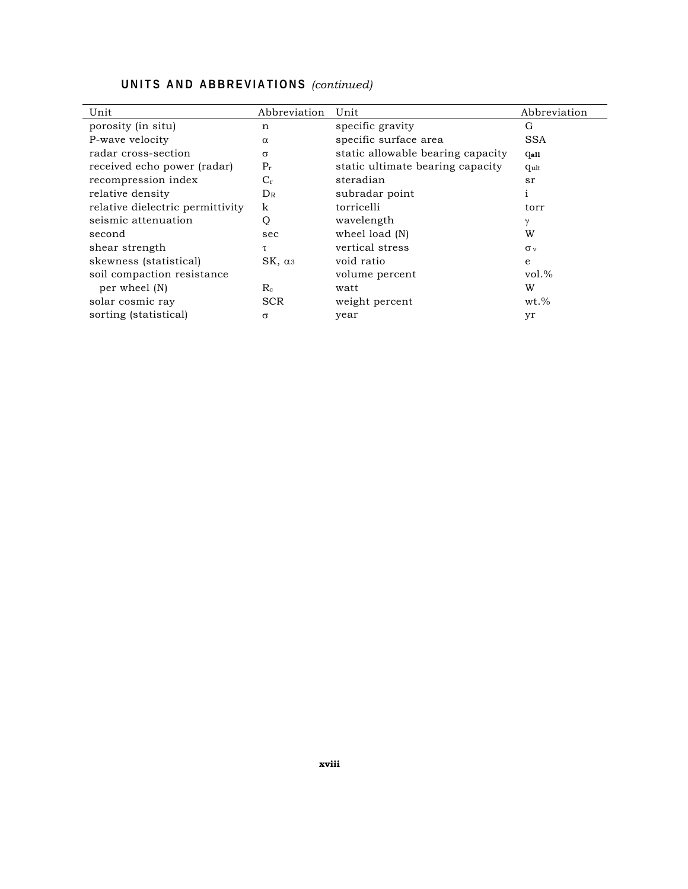## UNITS AND ABBREVIATIONS *(continued)*

| Unit | Abbreviation | Unit | Abbreviation |
|---|---|---|---|
| porosity (in situ) | n | specific gravity | G |
| P-wave velocity | $\alpha$ | specific surface area | SSA |
| radar cross-section | $\sigma$ | static allowable bearing capacity | $q_{all}$ |
| received echo power (radar) | $P_r$ | static ultimate bearing capacity | $q_{ult}$ |
| recompression index | $C_r$ | steradian | sr |
| relative density | $D_R$ | subradar point | i |
| relative dielectric permittivity | k | torricelli | torr |
| seismic attenuation | Q | wavelength | $\gamma$ |
| second | sec | wheel load (N) | W |
| shear strength | $\tau$ | vertical stress | $\sigma_v$ |
| skewness (statistical) | SK, $\alpha_3$ | void ratio | e |
| soil compaction resistance per wheel (N) | $R_c$ | volume percent | vol.% |
| solar cosmic ray | SCR | watt | W |
| sorting (statistical) | $\sigma$ | weight percent | wt.% |
| | | year | yr |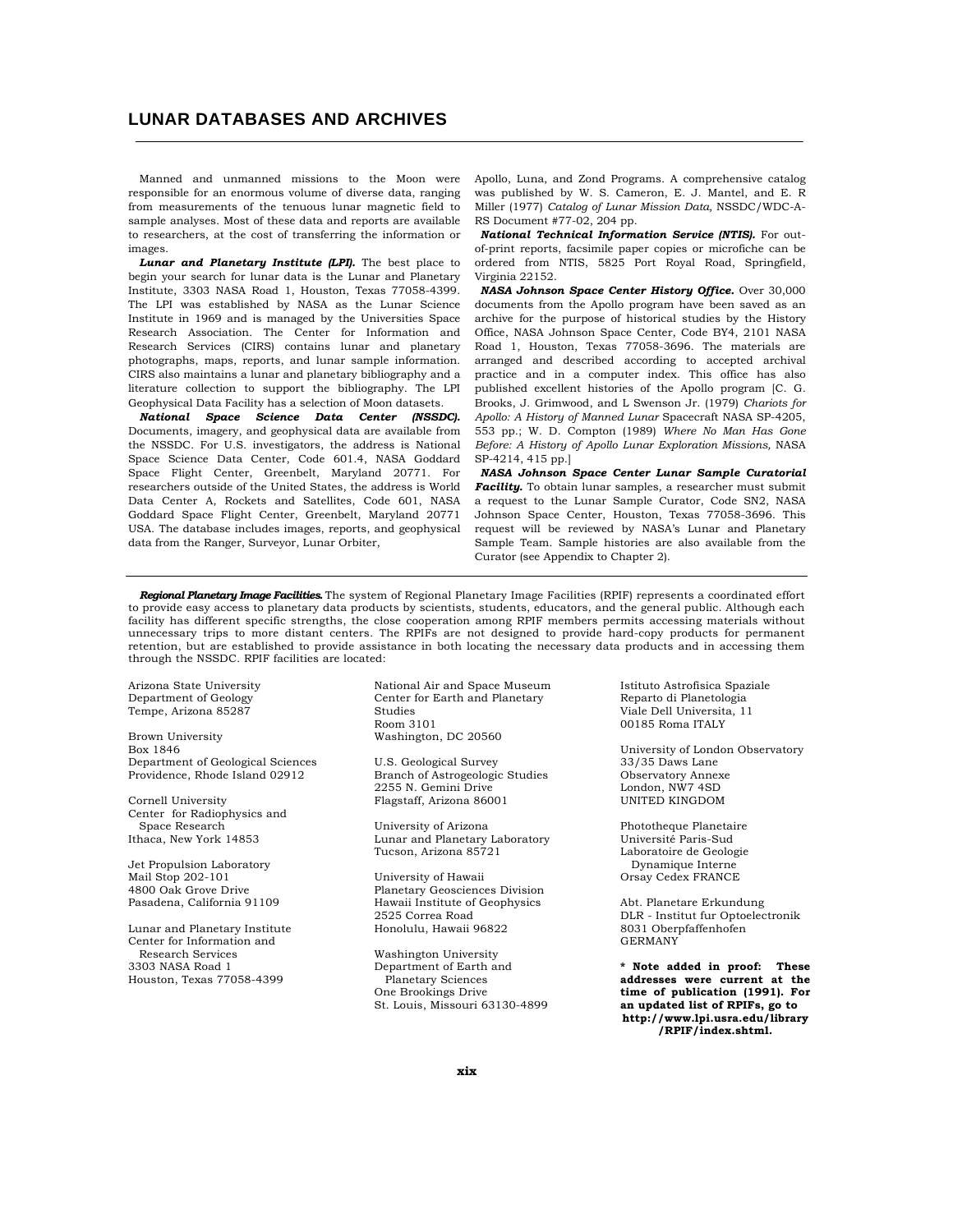# LUNAR DATABASES AND ARCHIVES

Manned and unmanned missions to the Moon were responsible for an enormous volume of diverse data, ranging from measurements of the tenuous lunar magnetic field to sample analyses. Most of these data and reports are available to researchers, at the cost of transferring the information or images.

***Lunar and Planetary Institute (LPI).*** The best place to begin your search for lunar data is the Lunar and Planetary Institute, 3303 NASA Road 1, Houston, Texas 77058-4399. The LPI was established by NASA as the Lunar Science Institute in 1969 and is managed by the Universities Space Research Association. The Center for Information and Research Services (CIRS) contains lunar and planetary photographs, maps, reports, and lunar sample information. CIRS also maintains a lunar and planetary bibliography and a literature collection to support the bibliography. The LPI Geophysical Data Facility has a selection of Moon datasets.

***National Space Science Data Center (NSSDC).*** Documents, imagery, and geophysical data are available from the NSSDC. For U.S. investigators, the address is National Space Science Data Center, Code 601.4, NASA Goddard Space Flight Center, Greenbelt, Maryland 20771. For researchers outside of the United States, the address is World Data Center A, Rockets and Satellites, Code 601, NASA Goddard Space Flight Center, Greenbelt, Maryland 20771 USA. The database includes images, reports, and geophysical data from the Ranger, Surveyor, Lunar Orbiter, Apollo, Luna, and Zond Programs. A comprehensive catalog was published by W. S. Cameron, E. J. Mantel, and E. R Miller (1977) *Catalog of Lunar Mission Data,* NSSDC/WDC-A-RS Document #77-02, 204 pp.

***National Technical Information Service (NTIS).*** For out-of-print reports, facsimile paper copies or microfiche can be ordered from NTIS, 5825 Port Royal Road, Springfield, Virginia 22152.

***NASA Johnson Space Center History Office.*** Over 30,000 documents from the Apollo program have been saved as an archive for the purpose of historical studies by the History Office, NASA Johnson Space Center, Code BY4, 2101 NASA Road 1, Houston, Texas 77058-3696. The materials are arranged and described according to accepted archival practice and in a computer index. This office has also published excellent histories of the Apollo program [C. G. Brooks, J. Grimwood, and L Swenson Jr. (1979) *Chariots for Apollo: A History of Manned Lunar* Spacecraft NASA SP-4205, 553 pp.; W. D. Compton (1989) *Where No Man Has Gone Before: A History of Apollo Lunar Exploration Missions,* NASA SP-4214, 415 pp.]

***NASA Johnson Space Center Lunar Sample Curatorial Facility.*** To obtain lunar samples, a researcher must submit a request to the Lunar Sample Curator, Code SN2, NASA Johnson Space Center, Houston, Texas 77058-3696. This request will be reviewed by NASA's Lunar and Planetary Sample Team. Sample histories are also available from the Curator (see Appendix to Chapter 2).

***Regional Planetary Image Facilities.*** The system of Regional Planetary Image Facilities (RPIF) represents a coordinated effort to provide easy access to planetary data products by scientists, students, educators, and the general public. Although each facility has different specific strengths, the close cooperation among RPIF members permits accessing materials without unnecessary trips to more distant centers. The RPIFs are not designed to provide hard-copy products for permanent retention, but are established to provide assistance in both locating the necessary data products and in accessing them through the NSSDC. RPIF facilities are located:

Arizona State University
Department of Geology
Tempe, Arizona 85287

Brown University
Box 1846
Department of Geological Sciences
Providence, Rhode Island 02912

Cornell University
Center for Radiophysics and Space Research
Ithaca, New York 14853

Jet Propulsion Laboratory
Mail Stop 202-101
4800 Oak Grove Drive
Pasadena, California 91109

Lunar and Planetary Institute
Center for Information and Research Services
3303 NASA Road 1
Houston, Texas 77058-4399

National Air and Space Museum
Center for Earth and Planetary Studies
Room 3101
Washington, DC 20560

U.S. Geological Survey
Branch of Astrogeologic Studies
2255 N. Gemini Drive
Flagstaff, Arizona 86001

University of Arizona
Lunar and Planetary Laboratory
Tucson, Arizona 85721

University of Hawaii
Planetary Geosciences Division
Hawaii Institute of Geophysics
2525 Correa Road
Honolulu, Hawaii 96822

Washington University
Department of Earth and Planetary Sciences
One Brookings Drive
St. Louis, Missouri 63130-4899

Istituto Astrofisica Spaziale
Reparto di Planetologia
Viale Dell Universita, 11
00185 Roma ITALY

University of London Observatory
33/35 Daws Lane
Observatory Annexe
London, NW7 4SD
UNITED KINGDOM

Phototheque Planetaire
Université Paris-Sud
Laboratoire de Geologie Dynamique Interne
Orsay Cedex FRANCE

Abt. Planetare Erkundung
DLR - Institut fur Optoelectronik
8031 Oberpfaffenhofen
GERMANY

**\* Note added in proof: These addresses were current at the time of publication (1991). For an updated list of RPIFs, go to http://www.lpi.usra.edu/library/RPIF/index.shtml.**